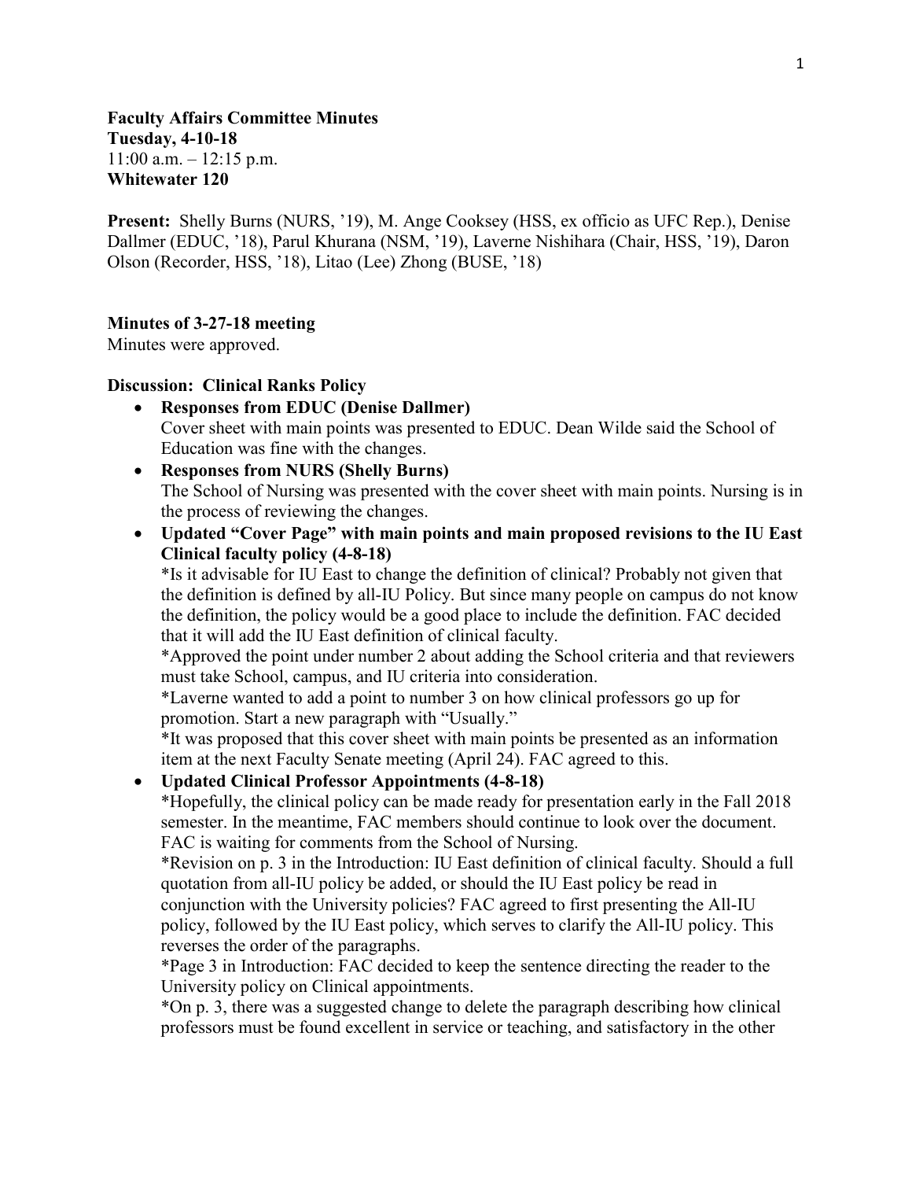**Faculty Affairs Committee Minutes**
**Tuesday, 4-10-18**
11:00 a.m. – 12:15 p.m.
**Whitewater 120**

**Present:** Shelly Burns (NURS, '19), M. Ange Cooksey (HSS, ex officio as UFC Rep.), Denise Dallmer (EDUC, '18), Parul Khurana (NSM, '19), Laverne Nishihara (Chair, HSS, '19), Daron Olson (Recorder, HSS, '18), Litao (Lee) Zhong (BUSE, '18)

**Minutes of 3-27-18 meeting**
Minutes were approved.

**Discussion: Clinical Ranks Policy**

- **Responses from EDUC (Denise Dallmer)**
  Cover sheet with main points was presented to EDUC. Dean Wilde said the School of Education was fine with the changes.
- **Responses from NURS (Shelly Burns)**
  The School of Nursing was presented with the cover sheet with main points. Nursing is in the process of reviewing the changes.
- **Updated "Cover Page" with main points and main proposed revisions to the IU East Clinical faculty policy (4-8-18)**
  *Is it advisable for IU East to change the definition of clinical? Probably not given that the definition is defined by all-IU Policy. But since many people on campus do not know the definition, the policy would be a good place to include the definition. FAC decided that it will add the IU East definition of clinical faculty.
  *Approved the point under number 2 about adding the School criteria and that reviewers must take School, campus, and IU criteria into consideration.
  *Laverne wanted to add a point to number 3 on how clinical professors go up for promotion. Start a new paragraph with "Usually."
  *It was proposed that this cover sheet with main points be presented as an information item at the next Faculty Senate meeting (April 24). FAC agreed to this.
- **Updated Clinical Professor Appointments (4-8-18)**
  *Hopefully, the clinical policy can be made ready for presentation early in the Fall 2018 semester. In the meantime, FAC members should continue to look over the document. FAC is waiting for comments from the School of Nursing.
  *Revision on p. 3 in the Introduction: IU East definition of clinical faculty. Should a full quotation from all-IU policy be added, or should the IU East policy be read in conjunction with the University policies? FAC agreed to first presenting the All-IU policy, followed by the IU East policy, which serves to clarify the All-IU policy. This reverses the order of the paragraphs.
  *Page 3 in Introduction: FAC decided to keep the sentence directing the reader to the University policy on Clinical appointments.
  *On p. 3, there was a suggested change to delete the paragraph describing how clinical professors must be found excellent in service or teaching, and satisfactory in the other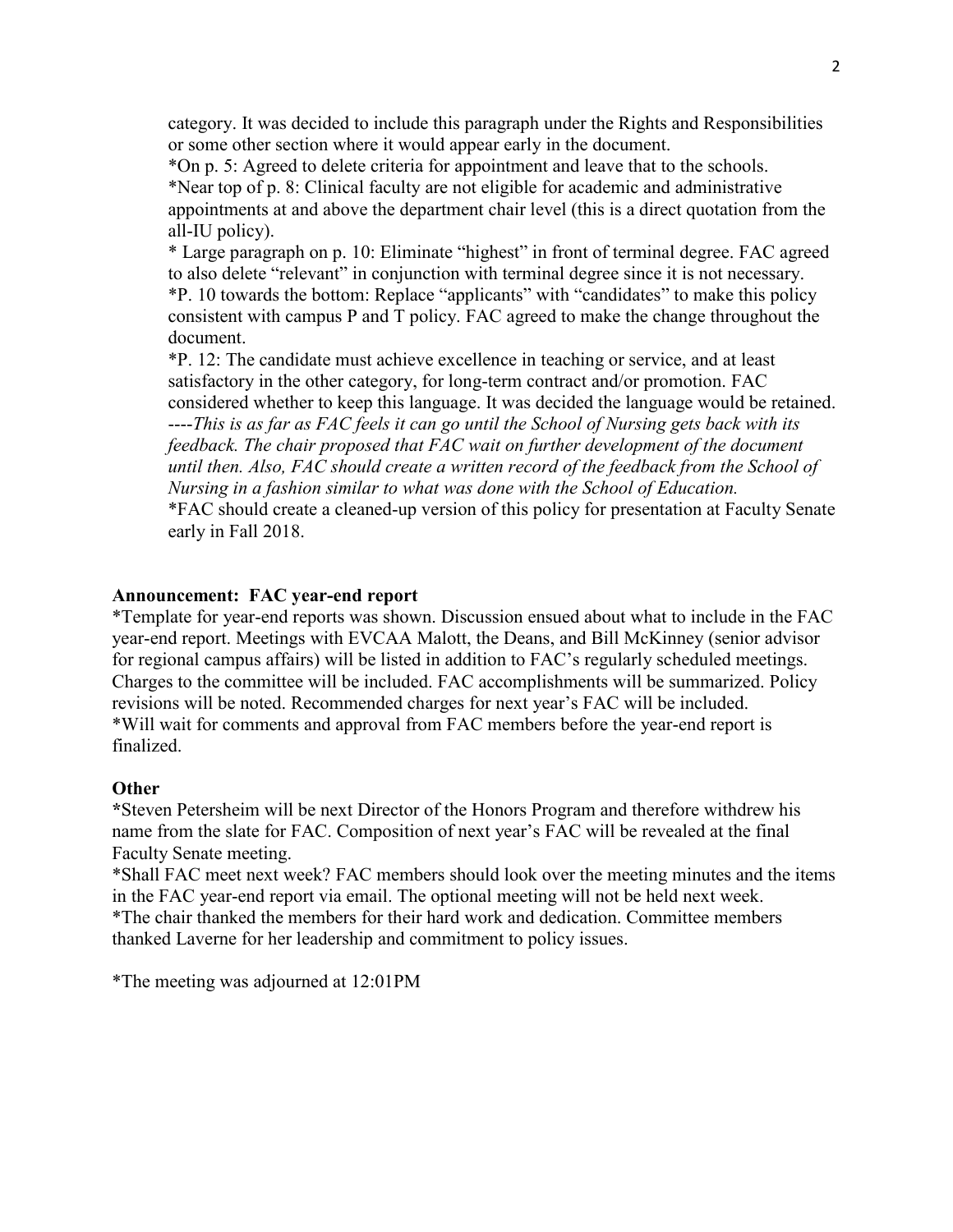category. It was decided to include this paragraph under the Rights and Responsibilities or some other section where it would appear early in the document.

*On p. 5: Agreed to delete criteria for appointment and leave that to the schools.

*Near top of p. 8: Clinical faculty are not eligible for academic and administrative appointments at and above the department chair level (this is a direct quotation from the all-IU policy).

* Large paragraph on p. 10: Eliminate "highest" in front of terminal degree. FAC agreed to also delete "relevant" in conjunction with terminal degree since it is not necessary.

*P. 10 towards the bottom: Replace "applicants" with "candidates" to make this policy consistent with campus P and T policy. FAC agreed to make the change throughout the document.

*P. 12: The candidate must achieve excellence in teaching or service, and at least satisfactory in the other category, for long-term contract and/or promotion. FAC considered whether to keep this language. It was decided the language would be retained.

----*This is as far as FAC feels it can go until the School of Nursing gets back with its feedback. The chair proposed that FAC wait on further development of the document until then. Also, FAC should create a written record of the feedback from the School of Nursing in a fashion similar to what was done with the School of Education.*

*FAC should create a cleaned-up version of this policy for presentation at Faculty Senate early in Fall 2018.

**Announcement: FAC year-end report**

*Template for year-end reports was shown. Discussion ensued about what to include in the FAC year-end report. Meetings with EVCAA Malott, the Deans, and Bill McKinney (senior advisor for regional campus affairs) will be listed in addition to FAC's regularly scheduled meetings. Charges to the committee will be included. FAC accomplishments will be summarized. Policy revisions will be noted. Recommended charges for next year's FAC will be included.

*Will wait for comments and approval from FAC members before the year-end report is finalized.

**Other**

*Steven Petersheim will be next Director of the Honors Program and therefore withdrew his name from the slate for FAC. Composition of next year's FAC will be revealed at the final Faculty Senate meeting.

*Shall FAC meet next week? FAC members should look over the meeting minutes and the items in the FAC year-end report via email. The optional meeting will not be held next week.

*The chair thanked the members for their hard work and dedication. Committee members thanked Laverne for her leadership and commitment to policy issues.

*The meeting was adjourned at 12:01PM